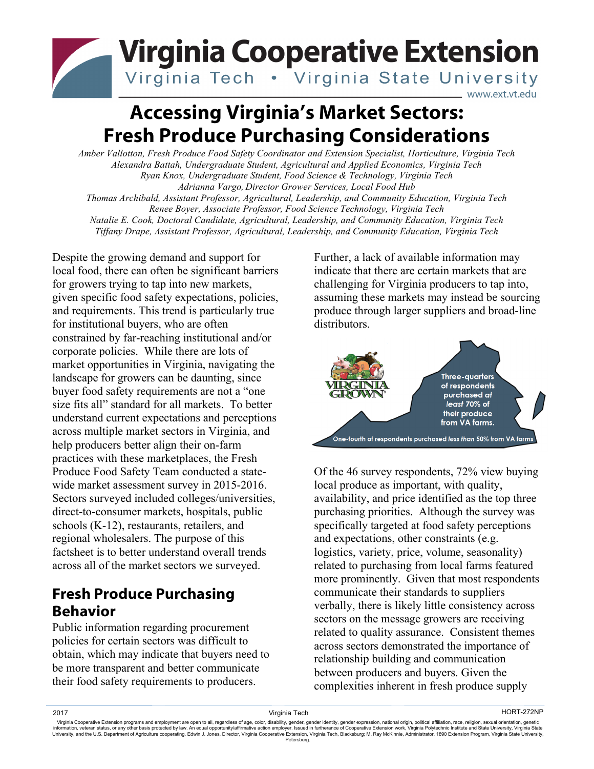# Virginia Cooperative Extension

Virginia Tech • Virginia State University

www.ext.vt.edu

# Accessing Virginia's Market Sectors: Fresh Produce Purchasing Considerations

*Amber Vallotton, Fresh Produce Food Safety Coordinator and Extension Specialist, Horticulture, Virginia Tech*
*Alexandra Battah, Undergraduate Student, Agricultural and Applied Economics, Virginia Tech*
*Ryan Knox, Undergraduate Student, Food Science & Technology, Virginia Tech*
*Adrianna Vargo, Director Grower Services, Local Food Hub*
*Thomas Archibald, Assistant Professor, Agricultural, Leadership, and Community Education, Virginia Tech*
*Renee Boyer, Associate Professor, Food Science Technology, Virginia Tech*
*Natalie E. Cook, Doctoral Candidate, Agricultural, Leadership, and Community Education, Virginia Tech*
*Tiffany Drape, Assistant Professor, Agricultural, Leadership, and Community Education, Virginia Tech*

Despite the growing demand and support for local food, there can often be significant barriers for growers trying to tap into new markets, given specific food safety expectations, policies, and requirements. This trend is particularly true for institutional buyers, who are often constrained by far-reaching institutional and/or corporate policies. While there are lots of market opportunities in Virginia, navigating the landscape for growers can be daunting, since buyer food safety requirements are not a "one size fits all" standard for all markets. To better understand current expectations and perceptions across multiple market sectors in Virginia, and help producers better align their on-farm practices with these marketplaces, the Fresh Produce Food Safety Team conducted a state-wide market assessment survey in 2015-2016. Sectors surveyed included colleges/universities, direct-to-consumer markets, hospitals, public schools (K-12), restaurants, retailers, and regional wholesalers. The purpose of this factsheet is to better understand overall trends across all of the market sectors we surveyed.

## Fresh Produce Purchasing Behavior

Public information regarding procurement policies for certain sectors was difficult to obtain, which may indicate that buyers need to be more transparent and better communicate their food safety requirements to producers. Further, a lack of available information may indicate that there are certain markets that are challenging for Virginia producers to tap into, assuming these markets may instead be sourcing produce through larger suppliers and broad-line distributors.

VIRGINIA GROWN

Three-quarters of respondents purchased *at least* 70% of their produce from VA farms.

One-fourth of respondents purchased *less than* 50% from VA farms

Of the 46 survey respondents, 72% view buying local produce as important, with quality, availability, and price identified as the top three purchasing priorities. Although the survey was specifically targeted at food safety perceptions and expectations, other constraints (e.g. logistics, variety, price, volume, seasonality) related to purchasing from local farms featured more prominently. Given that most respondents communicate their standards to suppliers verbally, there is likely little consistency across sectors on the message growers are receiving related to quality assurance. Consistent themes across sectors demonstrated the importance of relationship building and communication between producers and buyers. Given the complexities inherent in fresh produce supply

2017 Virginia Tech HORT-272NP

Virginia Cooperative Extension programs and employment are open to all, regardless of age, color, disability, gender, gender identity, gender expression, national origin, political affiliation, race, religion, sexual orientation, genetic information, veteran status, or any other basis protected by law. An equal opportunity/affirmative action employer. Issued in furtherance of Cooperative Extension work, Virginia Polytechnic Institute and State University, Virginia State University, and the U.S. Department of Agriculture cooperating. Edwin J. Jones, Director, Virginia Cooperative Extension, Virginia Tech, Blacksburg; M. Ray McKinnie, Administrator, 1890 Extension Program, Virginia State University, Petersburg.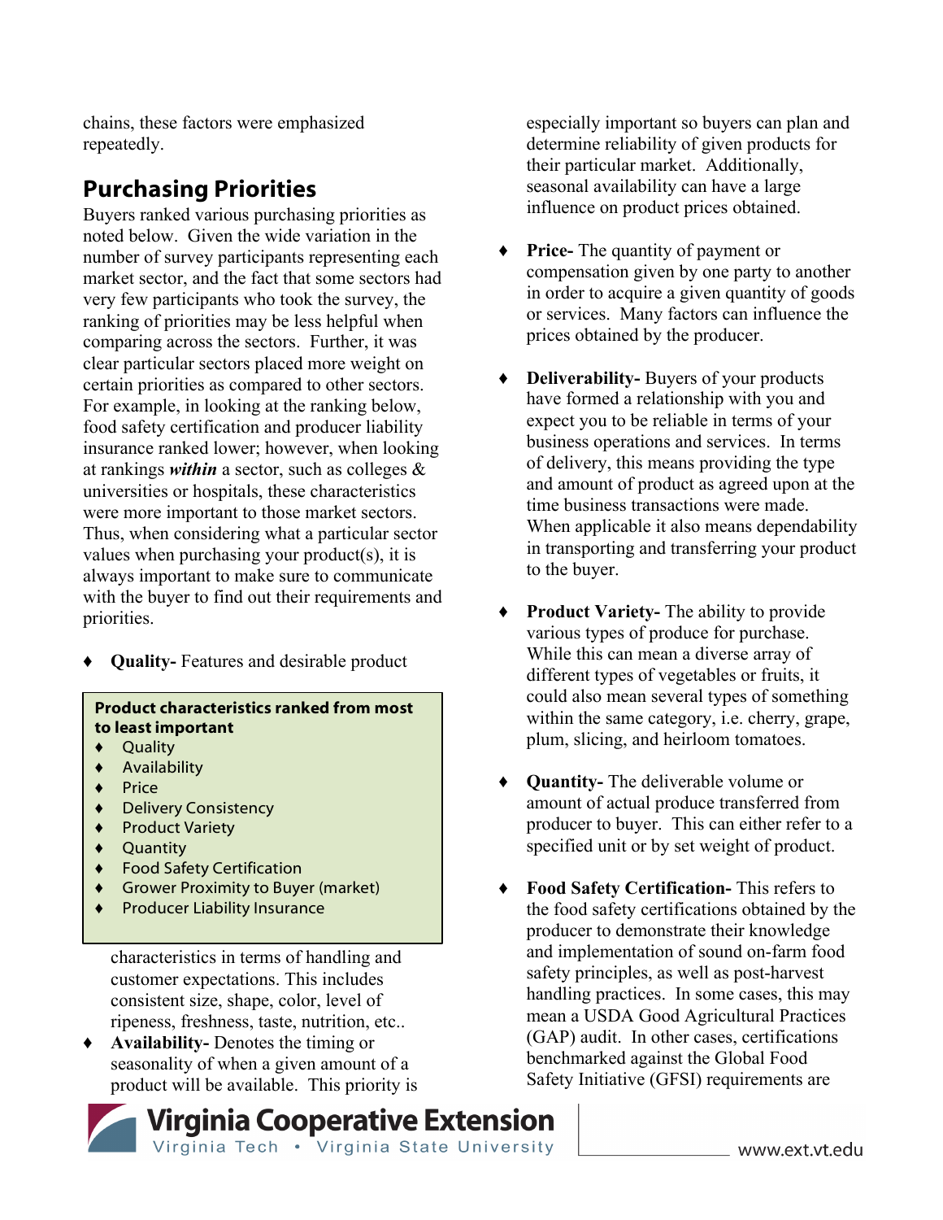chains, these factors were emphasized repeatedly.

## Purchasing Priorities

Buyers ranked various purchasing priorities as noted below. Given the wide variation in the number of survey participants representing each market sector, and the fact that some sectors had very few participants who took the survey, the ranking of priorities may be less helpful when comparing across the sectors. Further, it was clear particular sectors placed more weight on certain priorities as compared to other sectors. For example, in looking at the ranking below, food safety certification and producer liability insurance ranked lower; however, when looking at rankings ***within*** a sector, such as colleges & universities or hospitals, these characteristics were more important to those market sectors. Thus, when considering what a particular sector values when purchasing your product(s), it is always important to make sure to communicate with the buyer to find out their requirements and priorities.

**Product characteristics ranked from most to least important**

- Quality
- Availability
- Price
- Delivery Consistency
- Product Variety
- Quantity
- Food Safety Certification
- Grower Proximity to Buyer (market)
- Producer Liability Insurance

- **Quality-** Features and desirable product characteristics in terms of handling and customer expectations. This includes consistent size, shape, color, level of ripeness, freshness, taste, nutrition, etc..
- **Availability-** Denotes the timing or seasonality of when a given amount of a product will be available. This priority is especially important so buyers can plan and determine reliability of given products for their particular market. Additionally, seasonal availability can have a large influence on product prices obtained.
- **Price-** The quantity of payment or compensation given by one party to another in order to acquire a given quantity of goods or services. Many factors can influence the prices obtained by the producer.
- **Deliverability-** Buyers of your products have formed a relationship with you and expect you to be reliable in terms of your business operations and services. In terms of delivery, this means providing the type and amount of product as agreed upon at the time business transactions were made. When applicable it also means dependability in transporting and transferring your product to the buyer.
- **Product Variety-** The ability to provide various types of produce for purchase. While this can mean a diverse array of different types of vegetables or fruits, it could also mean several types of something within the same category, i.e. cherry, grape, plum, slicing, and heirloom tomatoes.
- **Quantity-** The deliverable volume or amount of actual produce transferred from producer to buyer. This can either refer to a specified unit or by set weight of product.
- **Food Safety Certification-** This refers to the food safety certifications obtained by the producer to demonstrate their knowledge and implementation of sound on-farm food safety principles, as well as post-harvest handling practices. In some cases, this may mean a USDA Good Agricultural Practices (GAP) audit. In other cases, certifications benchmarked against the Global Food Safety Initiative (GFSI) requirements are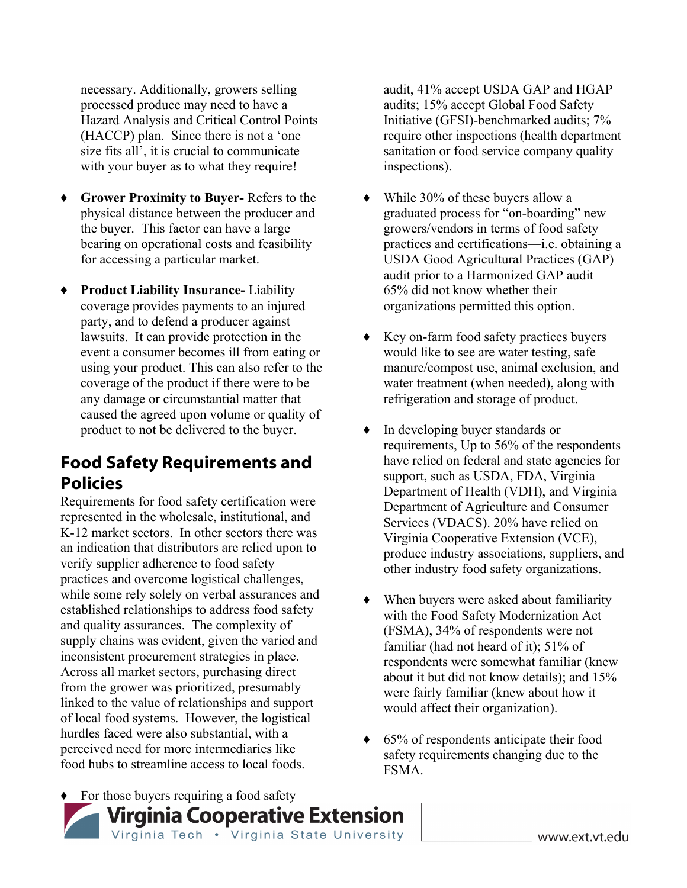necessary. Additionally, growers selling processed produce may need to have a Hazard Analysis and Critical Control Points (HACCP) plan. Since there is not a 'one size fits all', it is crucial to communicate with your buyer as to what they require!

- **Grower Proximity to Buyer-** Refers to the physical distance between the producer and the buyer. This factor can have a large bearing on operational costs and feasibility for accessing a particular market.

- **Product Liability Insurance-** Liability coverage provides payments to an injured party, and to defend a producer against lawsuits. It can provide protection in the event a consumer becomes ill from eating or using your product. This can also refer to the coverage of the product if there were to be any damage or circumstantial matter that caused the agreed upon volume or quality of product to not be delivered to the buyer.

## Food Safety Requirements and Policies

Requirements for food safety certification were represented in the wholesale, institutional, and K-12 market sectors. In other sectors there was an indication that distributors are relied upon to verify supplier adherence to food safety practices and overcome logistical challenges, while some rely solely on verbal assurances and established relationships to address food safety and quality assurances. The complexity of supply chains was evident, given the varied and inconsistent procurement strategies in place. Across all market sectors, purchasing direct from the grower was prioritized, presumably linked to the value of relationships and support of local food systems. However, the logistical hurdles faced were also substantial, with a perceived need for more intermediaries like food hubs to streamline access to local foods.

- For those buyers requiring a food safety audit, 41% accept USDA GAP and HGAP audits; 15% accept Global Food Safety Initiative (GFSI)-benchmarked audits; 7% require other inspections (health department sanitation or food service company quality inspections).

- While 30% of these buyers allow a graduated process for "on-boarding" new growers/vendors in terms of food safety practices and certifications—i.e. obtaining a USDA Good Agricultural Practices (GAP) audit prior to a Harmonized GAP audit—65% did not know whether their organizations permitted this option.

- Key on-farm food safety practices buyers would like to see are water testing, safe manure/compost use, animal exclusion, and water treatment (when needed), along with refrigeration and storage of product.

- In developing buyer standards or requirements, Up to 56% of the respondents have relied on federal and state agencies for support, such as USDA, FDA, Virginia Department of Health (VDH), and Virginia Department of Agriculture and Consumer Services (VDACS). 20% have relied on Virginia Cooperative Extension (VCE), produce industry associations, suppliers, and other industry food safety organizations.

- When buyers were asked about familiarity with the Food Safety Modernization Act (FSMA), 34% of respondents were not familiar (had not heard of it); 51% of respondents were somewhat familiar (knew about it but did not know details); and 15% were fairly familiar (knew about how it would affect their organization).

- 65% of respondents anticipate their food safety requirements changing due to the FSMA.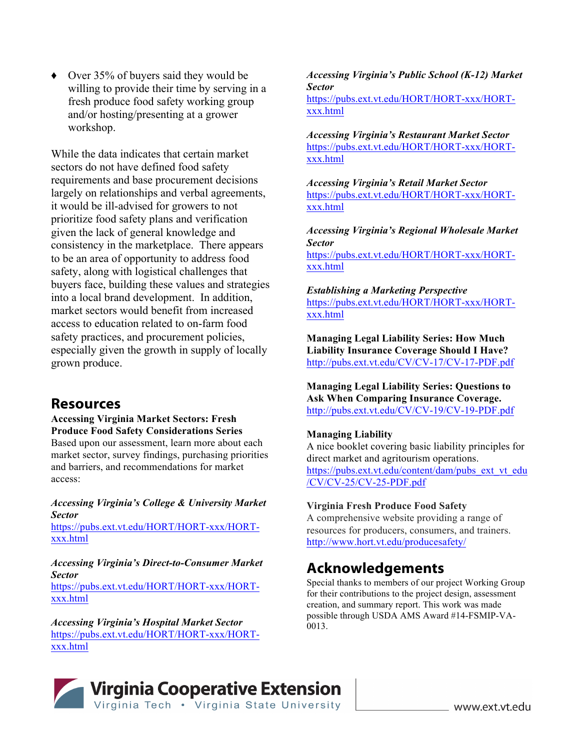- Over 35% of buyers said they would be willing to provide their time by serving in a fresh produce food safety working group and/or hosting/presenting at a grower workshop.

While the data indicates that certain market sectors do not have defined food safety requirements and base procurement decisions largely on relationships and verbal agreements, it would be ill-advised for growers to not prioritize food safety plans and verification given the lack of general knowledge and consistency in the marketplace. There appears to be an area of opportunity to address food safety, along with logistical challenges that buyers face, building these values and strategies into a local brand development. In addition, market sectors would benefit from increased access to education related to on-farm food safety practices, and procurement policies, especially given the growth in supply of locally grown produce.

## Resources

**Accessing Virginia Market Sectors: Fresh Produce Food Safety Considerations Series**
Based upon our assessment, learn more about each market sector, survey findings, purchasing priorities and barriers, and recommendations for market access:

***Accessing Virginia's College & University Market Sector***
https://pubs.ext.vt.edu/HORT/HORT-xxx/HORT-xxx.html

***Accessing Virginia's Direct-to-Consumer Market Sector***
https://pubs.ext.vt.edu/HORT/HORT-xxx/HORT-xxx.html

***Accessing Virginia's Hospital Market Sector***
https://pubs.ext.vt.edu/HORT/HORT-xxx/HORT-xxx.html

***Accessing Virginia's Public School (K-12) Market Sector***
https://pubs.ext.vt.edu/HORT/HORT-xxx/HORT-xxx.html

***Accessing Virginia's Restaurant Market Sector***
https://pubs.ext.vt.edu/HORT/HORT-xxx/HORT-xxx.html

***Accessing Virginia's Retail Market Sector***
https://pubs.ext.vt.edu/HORT/HORT-xxx/HORT-xxx.html

***Accessing Virginia's Regional Wholesale Market Sector***
https://pubs.ext.vt.edu/HORT/HORT-xxx/HORT-xxx.html

***Establishing a Marketing Perspective***
https://pubs.ext.vt.edu/HORT/HORT-xxx/HORT-xxx.html

**Managing Legal Liability Series: How Much Liability Insurance Coverage Should I Have?**
http://pubs.ext.vt.edu/CV/CV-17/CV-17-PDF.pdf

**Managing Legal Liability Series: Questions to Ask When Comparing Insurance Coverage.**
http://pubs.ext.vt.edu/CV/CV-19/CV-19-PDF.pdf

**Managing Liability**
A nice booklet covering basic liability principles for direct market and agritourism operations.
https://pubs.ext.vt.edu/content/dam/pubs_ext_vt_edu/CV/CV-25/CV-25-PDF.pdf

**Virginia Fresh Produce Food Safety**
A comprehensive website providing a range of resources for producers, consumers, and trainers.
http://www.hort.vt.edu/producesafety/

## Acknowledgements

Special thanks to members of our project Working Group for their contributions to the project design, assessment creation, and summary report. This work was made possible through USDA AMS Award #14-FSMIP-VA-0013.

Virginia Cooperative Extension
Virginia Tech • Virginia State University

www.ext.vt.edu